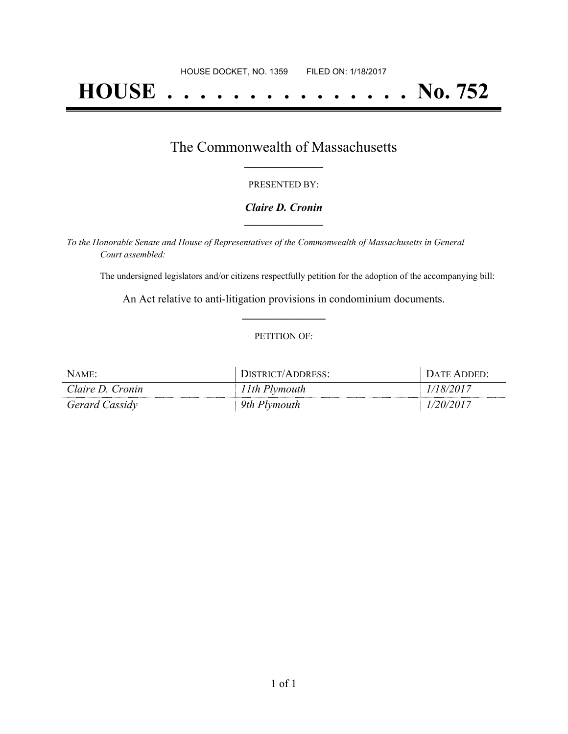HOUSE DOCKET, NO. 1359 FILED ON: 1/18/2017

# HOUSE . . . . . . . . . . . . . . . No. 752

## The Commonwealth of Massachusetts

PRESENTED BY:

***Claire D. Cronin***

*To the Honorable Senate and House of Representatives of the Commonwealth of Massachusetts in General Court assembled:*

The undersigned legislators and/or citizens respectfully petition for the adoption of the accompanying bill:

An Act relative to anti-litigation provisions in condominium documents.

PETITION OF:

| NAME: | DISTRICT/ADDRESS: | DATE ADDED: |
| --- | --- | --- |
| *Claire D. Cronin* | *11th Plymouth* | *1/18/2017* |
| *Gerard Cassidy* | *9th Plymouth* | *1/20/2017* |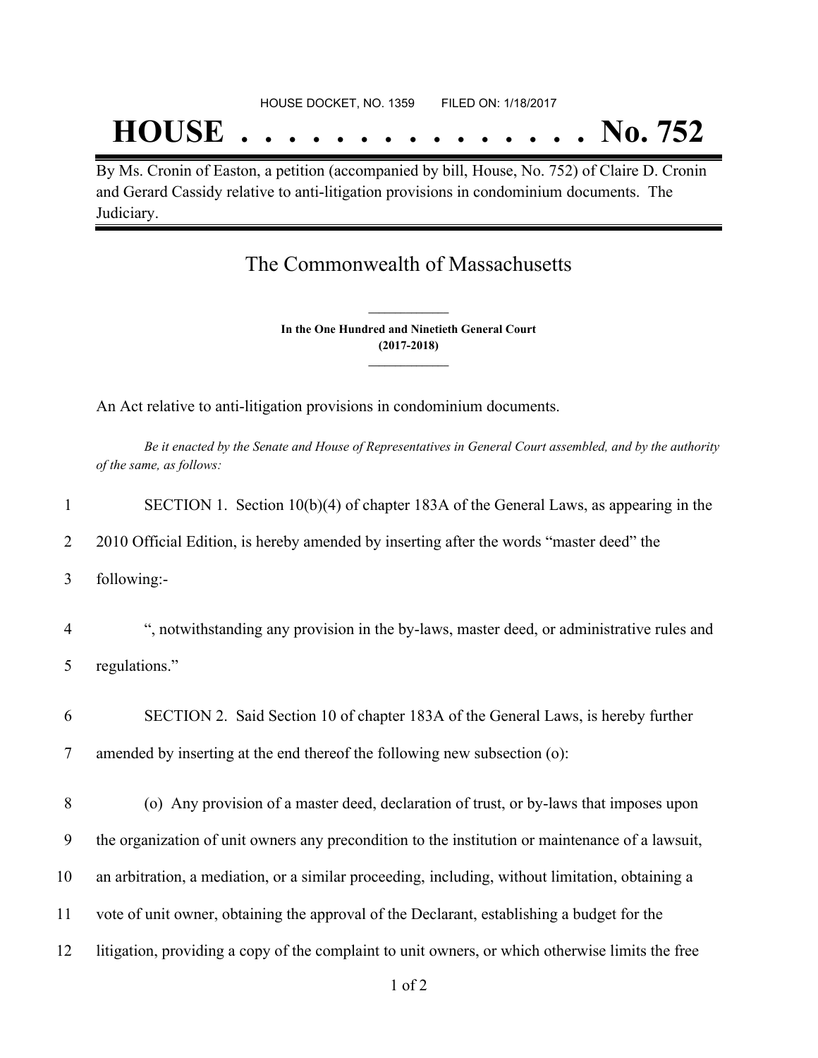HOUSE DOCKET, NO. 1359 FILED ON: 1/18/2017

# HOUSE . . . . . . . . . . . . . . . No. 752

By Ms. Cronin of Easton, a petition (accompanied by bill, House, No. 752) of Claire D. Cronin and Gerard Cassidy relative to anti-litigation provisions in condominium documents. The Judiciary.

## The Commonwealth of Massachusetts

**In the One Hundred and Ninetieth General Court**
**(2017-2018)**

An Act relative to anti-litigation provisions in condominium documents.

*Be it enacted by the Senate and House of Representatives in General Court assembled, and by the authority of the same, as follows:*

1 SECTION 1. Section 10(b)(4) of chapter 183A of the General Laws, as appearing in the
2 2010 Official Edition, is hereby amended by inserting after the words "master deed" the
3 following:-

4 ", notwithstanding any provision in the by-laws, master deed, or administrative rules and
5 regulations."

6 SECTION 2. Said Section 10 of chapter 183A of the General Laws, is hereby further
7 amended by inserting at the end thereof the following new subsection (o):

8 (o) Any provision of a master deed, declaration of trust, or by-laws that imposes upon
9 the organization of unit owners any precondition to the institution or maintenance of a lawsuit,
10 an arbitration, a mediation, or a similar proceeding, including, without limitation, obtaining a
11 vote of unit owner, obtaining the approval of the Declarant, establishing a budget for the
12 litigation, providing a copy of the complaint to unit owners, or which otherwise limits the free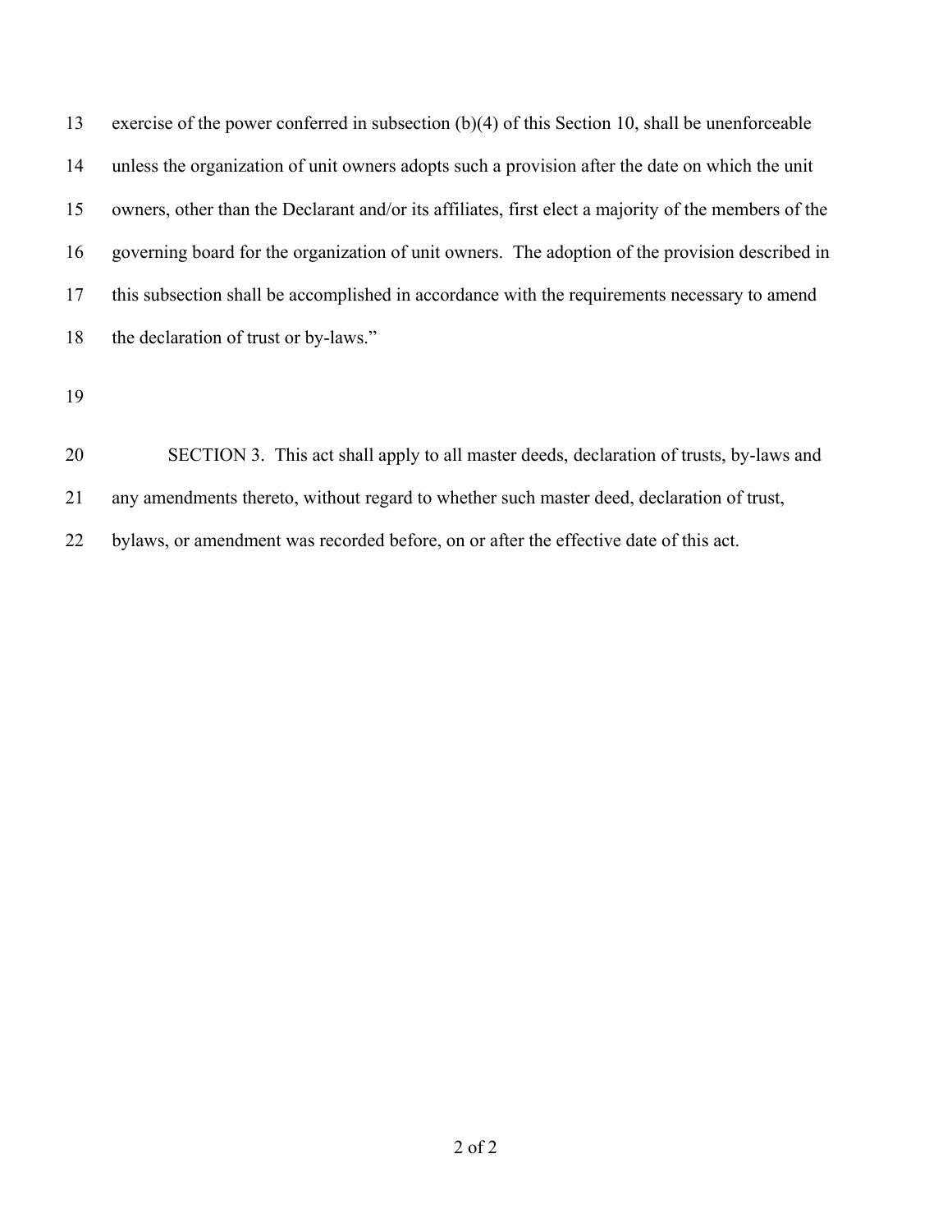exercise of the power conferred in subsection (b)(4) of this Section 10, shall be unenforceable unless the organization of unit owners adopts such a provision after the date on which the unit owners, other than the Declarant and/or its affiliates, first elect a majority of the members of the governing board for the organization of unit owners. The adoption of the provision described in this subsection shall be accomplished in accordance with the requirements necessary to amend the declaration of trust or by-laws."

SECTION 3. This act shall apply to all master deeds, declaration of trusts, by-laws and any amendments thereto, without regard to whether such master deed, declaration of trust, bylaws, or amendment was recorded before, on or after the effective date of this act.